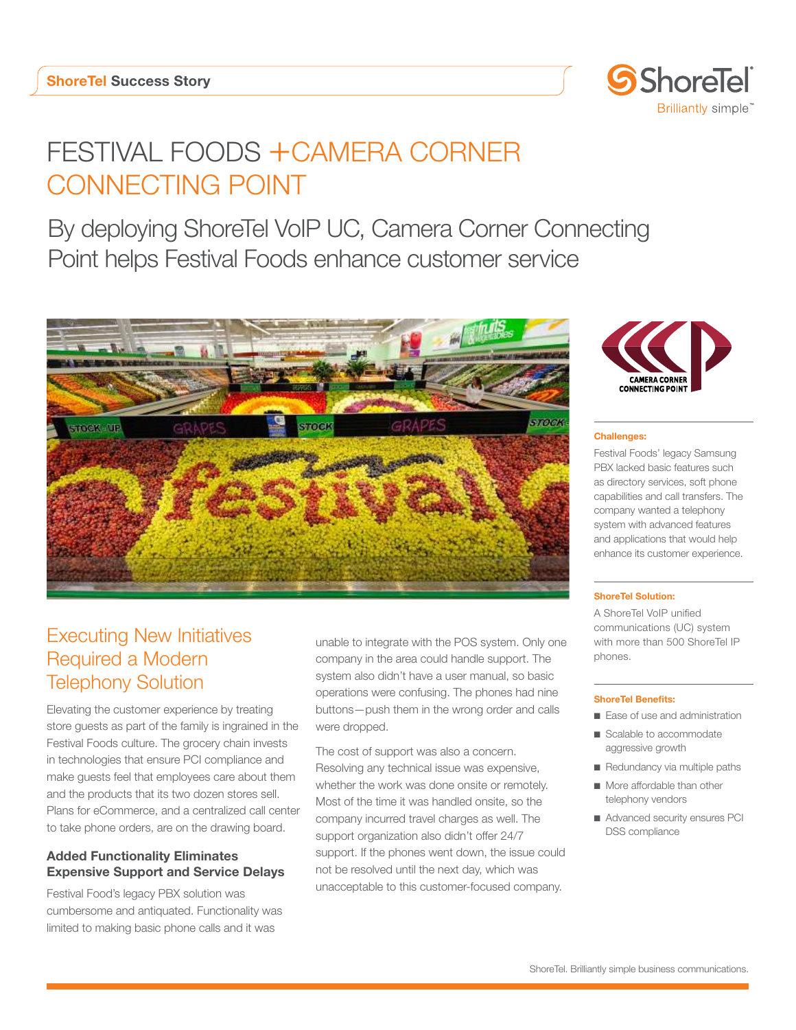**ShoreTel Success Story**

# FESTIVAL FOODS +CAMERA CORNER CONNECTING POINT

## By deploying ShoreTel VoIP UC, Camera Corner Connecting Point helps Festival Foods enhance customer service

## Executing New Initiatives Required a Modern Telephony Solution

Elevating the customer experience by treating store guests as part of the family is ingrained in the Festival Foods culture. The grocery chain invests in technologies that ensure PCI compliance and make guests feel that employees care about them and the products that its two dozen stores sell. Plans for eCommerce, and a centralized call center to take phone orders, are on the drawing board.

### Added Functionality Eliminates Expensive Support and Service Delays

Festival Food's legacy PBX solution was cumbersome and antiquated. Functionality was limited to making basic phone calls and it was unable to integrate with the POS system. Only one company in the area could handle support. The system also didn't have a user manual, so basic operations were confusing. The phones had nine buttons—push them in the wrong order and calls were dropped.

The cost of support was also a concern. Resolving any technical issue was expensive, whether the work was done onsite or remotely. Most of the time it was handled onsite, so the company incurred travel charges as well. The support organization also didn't offer 24/7 support. If the phones went down, the issue could not be resolved until the next day, which was unacceptable to this customer-focused company.

**Challenges:**

Festival Foods' legacy Samsung PBX lacked basic features such as directory services, soft phone capabilities and call transfers. The company wanted a telephony system with advanced features and applications that would help enhance its customer experience.

**ShoreTel Solution:**

A ShoreTel VoIP unified communications (UC) system with more than 500 ShoreTel IP phones.

**ShoreTel Benefits:**

- Ease of use and administration
- Scalable to accommodate aggressive growth
- Redundancy via multiple paths
- More affordable than other telephony vendors
- Advanced security ensures PCI DSS compliance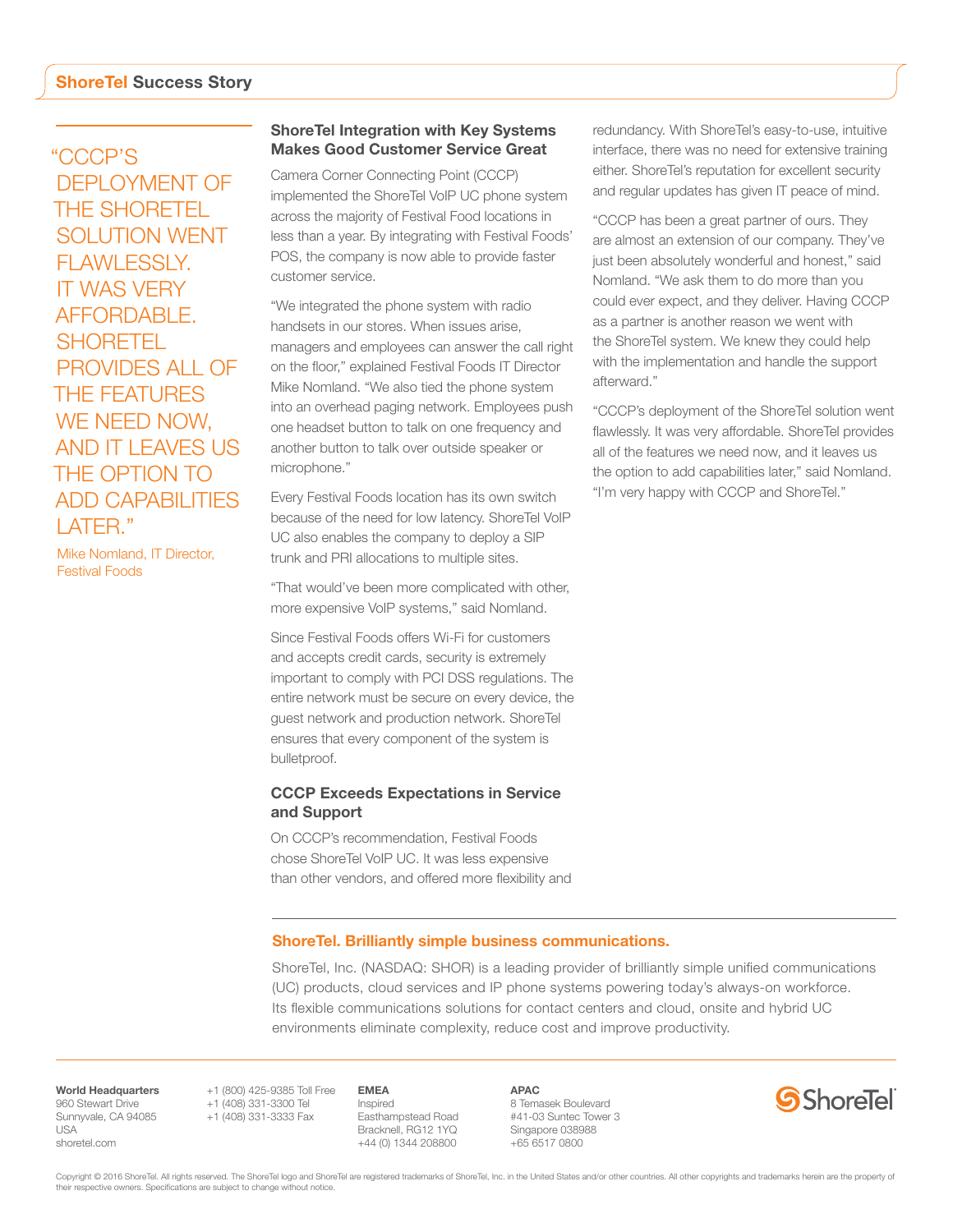ShoreTel Success Story

"CCCP'S DEPLOYMENT OF THE SHORETEL SOLUTION WENT FLAWLESSLY. IT WAS VERY AFFORDABLE. SHORETEL PROVIDES ALL OF THE FEATURES WE NEED NOW, AND IT LEAVES US THE OPTION TO ADD CAPABILITIES LATER."

Mike Nomland, IT Director, Festival Foods

### ShoreTel Integration with Key Systems Makes Good Customer Service Great

Camera Corner Connecting Point (CCCP) implemented the ShoreTel VoIP UC phone system across the majority of Festival Food locations in less than a year. By integrating with Festival Foods' POS, the company is now able to provide faster customer service.

"We integrated the phone system with radio handsets in our stores. When issues arise, managers and employees can answer the call right on the floor," explained Festival Foods IT Director Mike Nomland. "We also tied the phone system into an overhead paging network. Employees push one headset button to talk on one frequency and another button to talk over outside speaker or microphone."

Every Festival Foods location has its own switch because of the need for low latency. ShoreTel VoIP UC also enables the company to deploy a SIP trunk and PRI allocations to multiple sites.

"That would've been more complicated with other, more expensive VoIP systems," said Nomland.

Since Festival Foods offers Wi-Fi for customers and accepts credit cards, security is extremely important to comply with PCI DSS regulations. The entire network must be secure on every device, the guest network and production network. ShoreTel ensures that every component of the system is bulletproof.

### CCCP Exceeds Expectations in Service and Support

On CCCP's recommendation, Festival Foods chose ShoreTel VoIP UC. It was less expensive than other vendors, and offered more flexibility and redundancy. With ShoreTel's easy-to-use, intuitive interface, there was no need for extensive training either. ShoreTel's reputation for excellent security and regular updates has given IT peace of mind.

"CCCP has been a great partner of ours. They are almost an extension of our company. They've just been absolutely wonderful and honest," said Nomland. "We ask them to do more than you could ever expect, and they deliver. Having CCCP as a partner is another reason we went with the ShoreTel system. We knew they could help with the implementation and handle the support afterward."

"CCCP's deployment of the ShoreTel solution went flawlessly. It was very affordable. ShoreTel provides all of the features we need now, and it leaves us the option to add capabilities later," said Nomland. "I'm very happy with CCCP and ShoreTel."

**ShoreTel. Brilliantly simple business communications.**

ShoreTel, Inc. (NASDAQ: SHOR) is a leading provider of brilliantly simple unified communications (UC) products, cloud services and IP phone systems powering today's always-on workforce. Its flexible communications solutions for contact centers and cloud, onsite and hybrid UC environments eliminate complexity, reduce cost and improve productivity.

**World Headquarters**
960 Stewart Drive
Sunnyvale, CA 94085
USA
shoretel.com

+1 (800) 425-9385 Toll Free
+1 (408) 331-3300 Tel
+1 (408) 331-3333 Fax

**EMEA**
Inspired
Easthampstead Road
Bracknell, RG12 1YQ
+44 (0) 1344 208800

**APAC**
8 Temasek Boulevard
#41-03 Suntec Tower 3
Singapore 038988
+65 6517 0800

ShoreTel

Copyright © 2016 ShoreTel. All rights reserved. The ShoreTel logo and ShoreTel are registered trademarks of ShoreTel, Inc. in the United States and/or other countries. All other copyrights and trademarks herein are the property of their respective owners. Specifications are subject to change without notice.